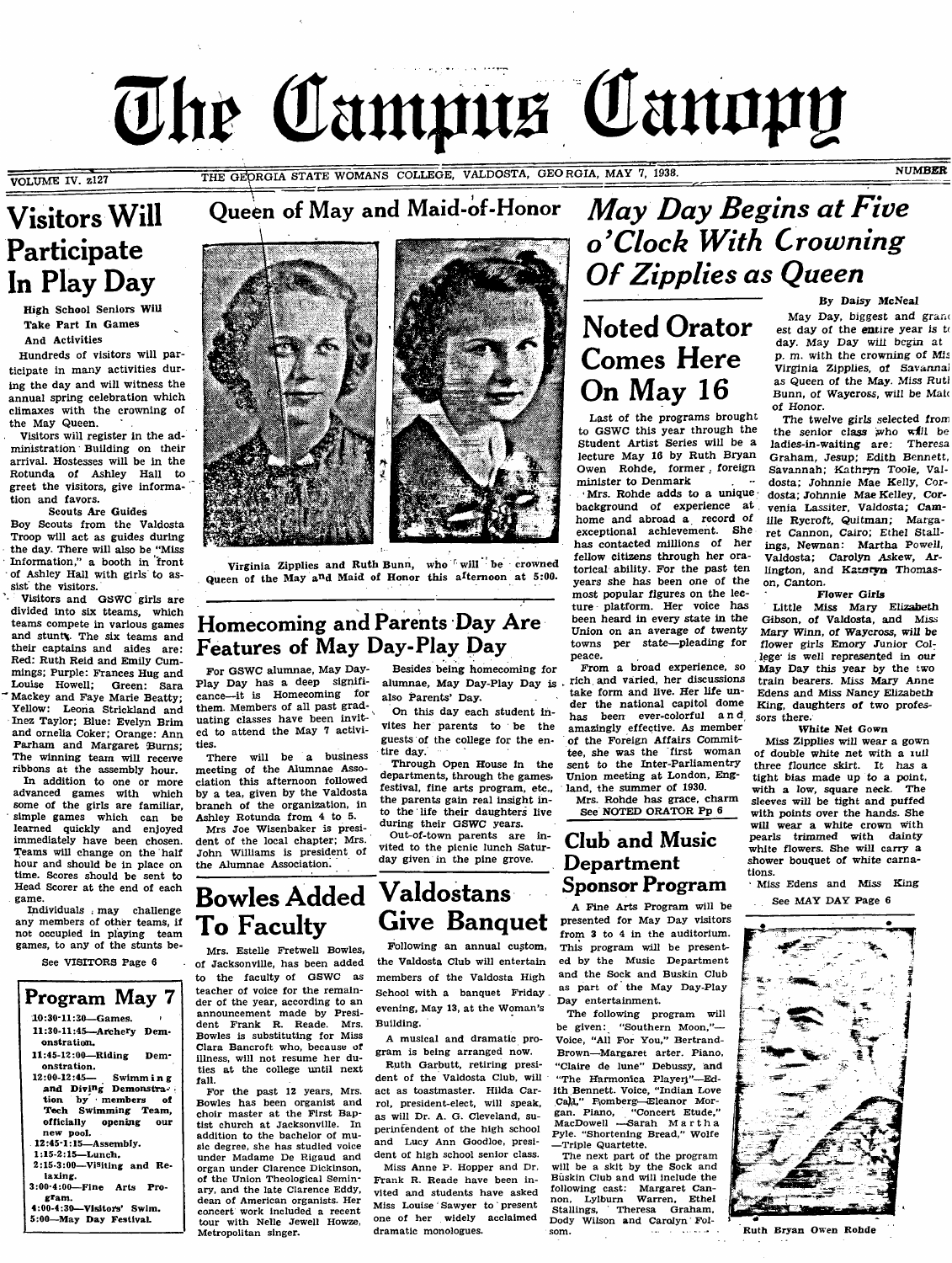# The Campus Canopy

VOLUME IV. z127 — THE GEORGIA STATE WOMANS COLLEGE, VALDOSTA, GEORGIA, MAY 7, 1938. — NUMBER

## Visitors Will Participate In Play Day

### High School Seniors Will Take Part In Games And Activities

Hundreds of visitors will participate in many activities during the day and will witness the annual spring celebration which climaxes with the crowning of the May Queen.

Visitors will register in the administration Building on their arrival. Hostesses will be in the Rotunda of Ashley Hall to greet the visitors, give information and favors.

**Scouts Are Guides**

Boy Scouts from the Valdosta Troop will act as guides during the day. There will also be "Miss Information," a booth in front of Ashley Hall with girls to assist the visitors.

Visitors and GSWC girls are divided into six tteams, which teams compete in various games and stunts. The six teams and their captains and aides are: Red: Ruth Reid and Emily Cummings; Purple: Frances Hug and Louise Howell; Green: Sara Mackey and Faye Marie Beatty; Yellow: Leonia Strickland and Inez Taylor; Blue: Evelyn Brim and ornelia Coker; Orange: Ann Parham and Margaret Burns; The winning team will receve ribbons at the assembly hour.

In addition to one or more advanced games with which some of the girls are familiar, simple games which can be learned quickly and enjoyed immediately have been chosen. Teams will change on the half hour and should be in place on time. Scores should be sent to Head Scorer at the end of each game.

Individuals may challenge any members of other teams, if not occupied in playing team games, to any of the stunts be-

See VISITORS Page 6

## Program May 7

10:30-11:30—Games.
11:30-11:45—Archery Demonstration.
11:45-12:00—Riding Demonstration.
12:00-12:45— Swimming and Diving Demonstration by members of Tech Swimming Team, officially opening our new pool.
12:45-1:15—Assembly.
1:15-2:15—Lunch.
2:15-3:00—Visiting and Relaxing.
3:00-4:00—Fine Arts Program.
4:00-4:30—Visitors' Swim.
5:00—May Day Festival.

## Queen of May and Maid-of-Honor

Virginia Zipplies and Ruth Bunn, who will be crowned Queen of the May and Maid of Honor this afternoon at 5:00.

## Homecoming and Parents Day Are Features of May Day-Play Day

For GSWC alumnae, May Day-Play Day has a deep significance—it is Homecoming for them. Members of all past graduating classes have been invited to attend the May 7 activities.

There will be a business meeting of the Alumnae Association this afternoon followed by a tea, given by the Valdosta branch of the organization, in Ashley Rotunda from 4 to 5.

Mrs Joe Wisenbaker is president of the local chapter; Mrs. John Williams is president of the Alumnae Association.

Besides being homecoming for alumnae, May Day-Play Day is also Parents' Day.

On this day each student invites her parents to be the guests of the college for the entire day.

Through Open House in the departments, through the games, festival, fine arts program, etc., the parents gain real insight into the life their daughters live during their GSWC years.

Out-of-town parents are invited to the picnic lunch Saturday given in the pine grove.

## Bowles Added To Faculty

Mrs. Estelle Fretwell Bowles, of Jacksonville, has been added to the faculty of GSWC as teacher of voice for the remainder of the year, according to an announcement made by President Frank R. Reade. Mrs. Bowles is substituting for Miss Clara Bancroft who, because of illness, will not resume her duties at the college until next fall.

For the past 12 years, Mrs. Bowles has been organist and choir master at the First Baptist church at Jacksonville. In addition to the bachelor of music degree, she has studied voice under Madame De Rigaud and organ under Clarence Dickinson, of the Union Theological Seminary, and the late Clarence Eddy, dean of American organists. Her concert work included a recent tour with Nelle Jewell Howze, Metropolitan singer.

## Valdostans Give Banquet

Following an annual custom, the Valdosta Club will entertain members of the Valdosta High School with a banquet Friday evening, May 13, at the Woman's Building.

A musical and dramatic program is being arranged now.

Ruth Garbutt, retiring president of the Valdosta Club, will act as toastmaster. Hilda Carrol, president-elect, will speak, as will Dr. A. G. Cleveland, superintendent of the high school and Lucy Ann Goodloe, president of high school senior class.

Miss Anne P. Hopper and Dr. Frank R. Reade have been invited and students have asked Miss Louise Sawyer to present one of her widely acclaimed dramatic monologues.

## *May Day Begins at Five o'Clock With Crowning Of Zipplies as Queen*

By Daisy McNeal

May Day, biggest and grandest day of the entire year is today. May Day will begin at 5 p. m. with the crowning of Miss Virginia Zipplies, of Savannah as Queen of the May. Miss Ruth Bunn, of Waycross, will be Maid of Honor.

The twelve girls selected from the senior class who will be ladies-in-waiting are: Theresa Graham, Jesup; Edith Bennett, Savannah; Kathryn Toole, Valdosta; Johnnie Mae Kelly, Cordosta; Johnnie Mae Kelley, Cordele; Venia Lassiter, Valdosta; Camille Rycroft, Quitman; Margaret Cannon, Cairo; Ethel Stallings, Newnan: Martha Powell, Valdosta; Carolyn Askew, Arlington, and Katryn Thomas-on, Canton.

**Flower Girls**

Little Miss Mary Elizabeth Gibson, of Valdosta, and Miss Mary Winn, of Waycross, will be flower girls Emory Junior College is well represented in our May Day this year by the two train bearers. Miss Mary Anne Edens and Miss Nancy Elizabeth King, daughters of two professors there.

**White Net Gown**

Miss Zipplies will wear a gown of double white net with a full three flounce skirt. It has a tight bias made up to a point, with a low, square neck. The sleeves will be tight and puffed with points over the hands. She will wear a white crown with pearls trimmed with dainty white flowers. She will carry a shower bouquet of white carnations.

Miss Edens and Miss King

See MAY DAY Page 6

## Noted Orator Comes Here On May 16

Last of the programs brought to GSWC this year through the Student Artist Series will be a lecture May 16 by Ruth Bryan Owen Rohde, former foreign minister to Denmark

Mrs. Rohde adds to a unique background of experience at home and abroad a record of exceptional achievement. She has contacted millions of her fellow citizens through her oratorical ability. For the past ten years she has been one of the most popular figures on the lecture platform. Her voice has been heard in every state in the Union on an average of twenty towns per state—pleading for peace.

From a broad experience, so rich and varied, her discussions take form and live. Her life under the national capitol dome has been ever-colorful and amazingly effective. As member of the Foreign Affairs Committee, she was the first woman sent to the Inter-Parliamentry Union meeting at London, England, the summer of 1930.

Mrs. Rohde has grace, charm

See NOTED ORATOR Pp 6

## Club and Music Department Sponsor Program

A Fine Arts Program will be presented for May Day visitors from 3 to 4 in the auditorium. This program will be presented by the Music Department and the Sock and Buskin Club as part of the May Day-Play Day entertainment.

The following program will be given: "Southern Moon,"—Voice, "All For You," Bertrand-Brown—Margaret arter. Piano, "Claire de lune" Debussy, and "The Harmonica Player"—Edith Bennett. Voice, "Indian Love Call," Fomberg—Eleanor Morgan. Piano, "Concert Etude," MacDowell —Sarah Martha Pyle. "Shortening Bread," Wolfe —Triple Quartette.

The next part of the program will be a skit by the Sock and Buskin Club and will include the following cast: Margaret Cannon, Lylburn Warren, Ethel Stallings, Theresa Graham, Dody Wilson and Carolyn Folsom.

Ruth Bryan Owen Rohde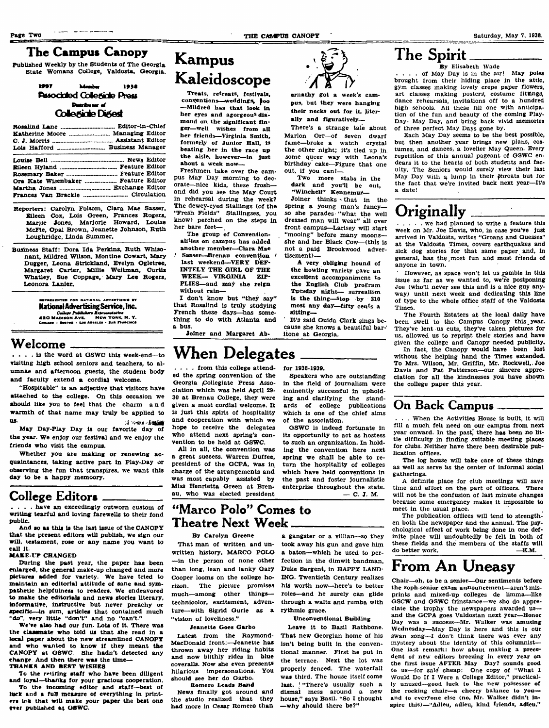# The Campus Canopy

Published Weekly by the Students of The Georgia State Womans College, Valdosta, Georgia.

1937 Member 1938
Associated Collegiate Press
Distributor of
Collegiate Digest

Rosalind Lane ........ Editor-in-Chief
Katherine Moore ........ Managing Editor
C. J. Morris ........ Assistant Editor
Lois Hafford ........ Business Manager

Louise Bell ........ News Editor
Eileen Hyland ........ Feature Editor
Rosemary Baker ........ Feature Editor
Ora Kate Wisenbaker ........ Feature Editor
Martha Jones ........ Exchange Editor
Frances Van Brackle ........ Circulation

Reporters: Carolyn Folsom, Clara Mae Sasser, Eileen Cox, Lois Green, Frances Rogers, Marjie Jones, Marjorie Howard, Louise McFie, Opal Brown, Jeanette Johnson, Ruth Loughridge, Linda Summer.

Business Staff: Dora Ida Perkins, Ruth Whisonant, Mildred Wilson, Montine Cowart, Mary Dugger, Leona Strickland, Evelyn Ogletree, Margaret Carter, Millie Weltman, Curtis Whatley, Sue Coppage, Mary Lee Rogers, Leonora Lanier.

REPRESENTED FOR NATIONAL ADVERTISING BY
National Advertising Service, Inc.
College Publishers Representative
420 Madison Ave. New York, N. Y.
Chicago - Boston - Los Angeles - San Francisco

## Welcome

. . . . is the word at GSWC this week-end—to visiting high school seniors and teachers, to alumnae and afternoon guests, the student body and faculty extend a cordial welcome.

"Hospitable" is an adjective that visitors have attached to the college. On this occasion we should like you to feel that the charm and warmth of that name may truly be applied to us.

May Day-Play Day is our favorite day of the year. We enjoy our festival and we enjoy the friends who visit the campus.

Whether you are making or renewing acquaintances, taking active part in Play-Day or observing the fun that transpires, we want this day to be a happy memoory.

## College Editors

. . . . have an exceedingly outworn custom of writing tearful and loving farewells to their fond public.

And so as this is the last issue of the CANOPY that the present editors will publish, we sign our will, testament, rose or any name you want to call it.

**MAKE-UP CHANGED**

During the past year, the paper has been enlarged, the general make-up changed and more pictures added for variety. We have tried to maintain an editorial attitude of sane and sympathetic helpfulness to readers. We endeavored to make the editorials and news stories literary, informative, instructive but never preachy or specific—in sum, articles that contained much "do", very little "don't" and no "can't."

We've also had our fun. Lots of it. There was the classmate who told us that she read in a local paper about the new streamlined CANOPY and who wanted to know if they meant the CANOPY at GSWC. She hadn't detected any change And then there was the time—

**THANKS AND BEST WISHES**

To the retiring staff who have been diligent and loyal—thanks for your gracious cooperation.

To the incoming editor and staff—best of luck and a full measure of everything in printers ink that will make your paper the best one ever published at GSWC.

# Kampus Kaleidoscope

Treats, retreats, festivals, conventions—weddings, too—Mildred has that look in her eyes and agorgeous diamond on the significant finger—well wishes from all her friends—Virginia Smith, formerly of Junior Hall, is beating her in the race up the aisle, however—in just about a week now—

Freshmen take over the campus May Day morning to decorate—nice kids, these frosh—and did you see the May Court in rehearsal during the week? The dewey-eyed Stallings (of the "Fresh Fields" Stallingses, you know) perched on the steps in her bare feet—

The group of Conventionalities on campus has added another member—Clara Mae Sasser—Brenau convention last weekend—VERY DEFINITELY THE GIRL OF THE WEEK— VIRGINIA ZIPPLIES—and may she reign without rain—

I don't know but "they say" that Rosalind is truly studying French these days—has something to do with Atlanta and a bus.

Joiner and Margaret Abernathy got a week's campus, but they were hanging their necks out for it, literally and figuratively—

There's a strange tale about Marion Orr—of seven dwarf fame—broke a watch crystal the other night; it's tied up in some queer way with Leona's birthday cake—Figure that one out, if you can!—

Two more stabs in the dark and you'll be out, "Winchell" Kennemur—

Joiner thinks that in the spring a young man's fancy—so she parades "what the well dressed man will wear" all over front campus—Larisey will start "mooing" before many moons—she and her Black Cow—(this is not a paid Brookwood advertisement)—

A very obliging hound of the howling variety gave an excellent accompaniment to the English Club program Tuesday night— surrealism is the thing—Stop by 310 most any day—fifty cents a sitting—

It's said Ouida Clark sings because she knows a beautiful baritone at Georgia.

## When Delegates

. . . . from this college attended the spring convention of the Georgia Collegiate Press Association which was held April 29-30 at Brenau College, they were given a most cordial welcome. It is just this spirit of hospitality and cooperation with which we hope to receive the delegates who attend next spring's convention to be held at GSWC.

All in all, the convention was a great success. Warren Duffee, president of the GCPA, was in charge of the arrangements and was most capably assisted by Miss Henrietta Green at Brenau, who was elected president for 1938-1939.

Speakers who are outstanding in the field of journalism were eminently successful in upholding and clarifying the standards of college publications which is one of the chief aims of the association.

GSWC is indeed fortunate in its opportunity to act as hostess to such an organization. In holding the convention here next spring we shall be able to return the hospitality of colleges which have held conventions in the past and foster journalistic enterprise throughout the state.

— C. J. M.

## "Marco Polo" Comes to Theatre Next Week

By Carolyn Greene

That man of written and unwritten history, MARCO POLO —in the person of none other than long, lean and lanky Gary Cooper looms on the college horizon. The picture promises much—among other things—technicolor, excitement, adventure—with Sigrid Gurie as a "vision of loveliness."

**Jeanette Goes Garbo**

Latest from the Raymond-MacDonald front:—Jeanette has thrown away her riding habits and now blithly rides in blue coveralls. Now she even presents hilarious impersonations. You should see her do Garbo.

**Romero Leads Band**

News finally got around and the studio realized that they had more in Cesar Romero than a gangster or a villian—so they took away his gun and gave him a baton—which he used to perfection in the dimwit bandman, Duke Sargent, in HAPPY LANDING. Twentieth Century realizes his worth now—here's to better roles—and he surely can glide through a waltz and rumba with rythmic grace.

**Unconventional Building**

Leave it to Basil Rathbone. That new Georgian home of his isn't being built in the conventional manner. First he put in the terrace. Next the lot was properly fenced. The waterfall was third. The house itself come last. "There's usually such a dismal mess around a new house," says Basil. "So I thought —why should there be?"

## The Spirit

By Elisabeth Wade

. . . . of May Day is in the air! May poles brought from their hiding place in the attic, gym classes making lovely crepe paper flowers, art classes making posters, costume fittings, dance rehearsals, invitations off to a hundred high schools. All these fill one with anticipation of the fun and beauty of the coming Play-Day- May Day, and bring back vivid memories of three perfect May Days gone by.

Each May Day seems to be the best possible, but then another year brings new plans, costumes, and dances, a lovelier May Queen. Every repetition of this annual pageant of GSWC endears it to the hearts of both students and faculty. The Seniors would surely view their last May Day with a lump in their throats but for the fact that we're invited back next year—It's a date!

## Originally

. . . . we had planned to write a feature this week on Mr. Joe Davis, who, in case you've just arrived in Valdosta, writes "Groans and Guesses" at the Valdosta Times, covers earthquakes and sick dog stories for that same paper and, in general, has the most fun and most friends of anyone in town.

However, as space won't let us ramble in this issue as far as we wanted to, we're postponing Joe (who'll never see this and is a nice guy anyway) until next week and dedicating this line of type to the whole office staff of the Valdosta Times.

The Fourth Estaters at the local daily have been swell to the Campus Canopy this year. They've lent us cuts, they've taken pictures for us, allowed us to reprint their stories and have given the college and Canopy needed publicity.

In fact, the Canopy would have been lost without the helping hand the Times extended. To Mrs. Wilson, Mr. Griffin, Mr. Rockwell, Joe Davis and Pat Patterson—our sincere appreciation for all the kindnesses you have shown the college paper this year.

## On Back Campus

. . . When the Activities House is built, it will fill a much felt need on our campus from next year onward. In the past, there has been no little difficulty in finding suitable meeting places for clubs. Neither have there been desirable publication offices.

The log house will take care of these things as well as serve as the center of informal social gatherings.

A definite place for club meetings will save time and effort on the part of officers. There will not be the confusion of last minute changes because some emergency makes it impossible to meet in the usual place.

The publication offices will tend to strengthen both the newspaper and the annual. The psychological effect of work being done in one definite place will undoubtedly be felt in both of these fields and the members of the staffs will do better work.

—K.M.

## From An Uneasy

Chair—oh, to be a senior—Our sentiments before the soph-senior exam announcement—aren't misprints and mixed-up colleges de limma—like GSCW and GSWC frinstance—we sho do appreciate the trophy the newspapers awarded us—and the GCPA goes Valdostan next year—Honor Day was a success—Mr. Walker was amusing Wednesday—May Day is here and this is our swan song—I don't think there was ever any mystery about the identity of this columnist—One last remark: how about making a precedent of new editors breezing in every year on the first issue AFTER May Day? sounds good to us—for sale cheap: One copy of "What I Would Do If I Were a College Editor," practically unused—good luck to the new possessor of the rocking chair—a cheery balance to you—and to everyone else (no, Mr. Walker didn't inspire this)—"Adieu, adieu, kind friends, adieu."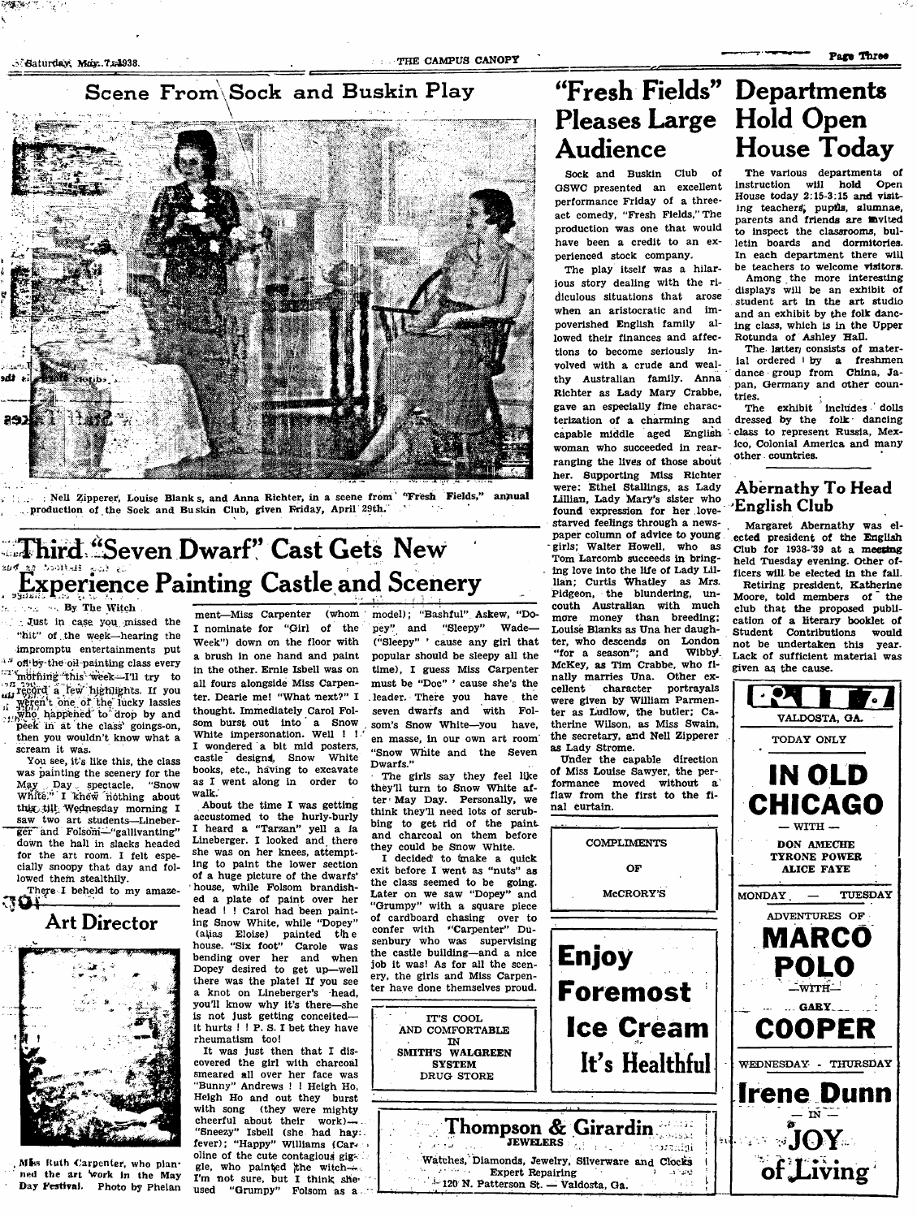## Scene From Sock and Buskin Play

Nell Zipperer, Louise Blanks, and Anna Richter, in a scene from "Fresh Fields," annual production of the Sock and Buskin Club, given Friday, April 29th.

# Third "Seven Dwarf" Cast Gets New Experience Painting Castle and Scenery

By The Witch

Just in case you missed the "hit" of the week—hearing the impromptu entertainments put off by the oil-painting class every morning this week—I'll try to record a few highlights. If you weren't one of the lucky lassies who happened to drop by and peek in at the class' goings-on, then you wouldn't know what a scream it was.

You see, it's like this, the class was painting the scenery for the May Day spectacle, "Snow White." I knew nothing about this till Wednesday morning I saw two art students—Lineberger and Folsom—"gallivanting" down the hall in slacks headed for the art room. I felt especially snoopy that day and followed them stealthily.

There I beheld to my amazement—Miss Carpenter (whom I nominate for "Girl of the Week") down on the floor with a brush in one hand and paint in the other. Ernie Isbell was on all fours alongside Miss Carpenter. Dearie me! "What next?" I thought. Immediately Carol Folsom burst out into a Snow White impersonation. Well ! ! I wondered a bit mid posters, castle designs, Snow White books, etc., having to excavate as I went along in order to walk.

About the time I was getting accustomed to the hurly-burly I heard a "Tarzan" yell a la Lineberger. I looked and there she was on her knees, attempting to paint the lower section of a huge picture of the dwarfs' house, while Folsom brandished a plate of paint over her head ! ! Carol had been painting Snow White, while "Dopey" (alias Eloise) painted the house. "Six foot" Carole was bending over her and when Dopey desired to get up—well there was the plate! If you see a knot on Lineberger's head, you'll know why it's there—she is not just getting conceited—it hurts ! ! P. S. I bet they have rheumatism too!

It was just then that I discovered the girl with charcoal smeared all over her face was "Bunny" Andrews ! ! Heigh Ho, Heigh Ho and out they burst with song (they were mighty cheerful about their work)—"Sneezy" Isbell (she had hay fever); "Happy" Williams (Caroline of the cute contagious giggle, who painted the witch—I'm not sure, but I think she used "Grumpy" Folsom as a model); "Bashful" Askew, "Dopey" and "Sleepy" Wade—("Sleepy" 'cause any girl that popular should be sleepy all the time), I guess Miss Carpenter must be "Doc" 'cause she's the leader. There you have the seven dwarfs and with Folsom's Snow White—you have, en masse, in our own art room "Snow White and the Seven Dwarfs."

The girls say they feel like they'll turn to Snow White after May Day. Personally, we think they'll need lots of scrubbing to get rid of the paint and charcoal on them before they could be Snow White.

I decided to make a quick exit before I went as "nuts" as the class seemed to be going. Later on we saw "Dopey" and "Grumpy" with a square piece of cardboard chasing over to confer with "Carpenter" Dusenbury who was supervising the castle building—and a nice job it was! As for all the scenery, the girls and Miss Carpenter have done themselves proud.

## Art Director

Miss Ruth Carpenter, who planned the art work in the May Day Festival. Photo by Phelan

# "Fresh Fields" Pleases Large Audience

Sock and Buskin Club of GSWC presented an excellent performance Friday of a three-act comedy, "Fresh Fields." The production was one that would have been a credit to an experienced stock company.

The play itself was a hilarious story dealing with the ridiculous situations that arose when an aristocratic and impoverished English family allowed their finances and affections to become seriously involved with a crude and wealthy Australian family. Anna Richter as Lady Mary Crabbe, gave an especially fine characterization of a charming and capable middle aged English woman who succeeded in rearranging the lives of those about her. Supporting Miss Richter were: Ethel Stallings, as Lady Lillian, Lady Mary's sister who found expression for her love-starved feelings through a newspaper column of advice to young girls; Walter Howell, who as Tom Larcomb succeeds in bringing love into the life of Lady Lillian; Curtis Whatley as Mrs. Pidgeon, the blundering, uncouth Australian with much more money than breeding; Louise Blanks as Una her daughter, who descends on London "for a season"; and Wibby McKey, as Tim Crabbe, who finally marries Una. Other excellent character portrayals were given by William Parmenter as Ludlow, the butler; Catherine Wilson, as Miss Swain, the secretary, and Nell Zipperer as Lady Strome.

Under the capable direction of Miss Louise Sawyer, the performance moved without a flaw from the first to the final curtain.

# Departments Hold Open House Today

The various departments of instruction will hold Open House today 2:15-3:15 and visiting teachers, pupils, alumnae, parents and friends are invited to inspect the classrooms, bulletin boards and dormitories. In each department there will be teachers to welcome visitors.

Among the more interesting displays will be an exhibit of student art in the art studio and an exhibit by the folk dancing class, which is in the Upper Rotunda of Ashley Hall.

The latter consists of material ordered by a freshmen dance group from China, Japan, Germany and other countries.

The exhibit includes dolls dressed by the folk dancing class to represent Russia, Mexico, Colonial America and many other countries.

## Abernathy To Head English Club

Margaret Abernathy was elected president of the English Club for 1938-'39 at a meeting held Tuesday evening. Other officers will be elected in the fall.

Retiring president, Katherine Moore, told members of the club that the proposed publication of a literary booklet of Student Contributions would not be undertaken this year. Lack of sufficient material was given as the cause.

---

COMPLIMENTS OF McCRORY'S

---

IT'S COOL AND COMFORTABLE IN SMITH'S WALGREEN SYSTEM DRUG STORE

---

**Enjoy Foremost Ice Cream It's Healthful**

---

**Thompson & Girardin** JEWELERS

Watches, Diamonds, Jewelry, Silverware and Clocks
Expert Repairing
120 N. Patterson St. — Valdosta, Ga.

---

VALDOSTA, GA.

TODAY ONLY

**IN OLD CHICAGO**

— WITH —
DON AMECHE
TYRONE POWER
ALICE FAYE

MONDAY — TUESDAY

ADVENTURES OF **MARCO POLO**
—WITH—
**GARY COOPER**

WEDNESDAY - THURSDAY

**Irene Dunn**
— IN —
**JOY of Living**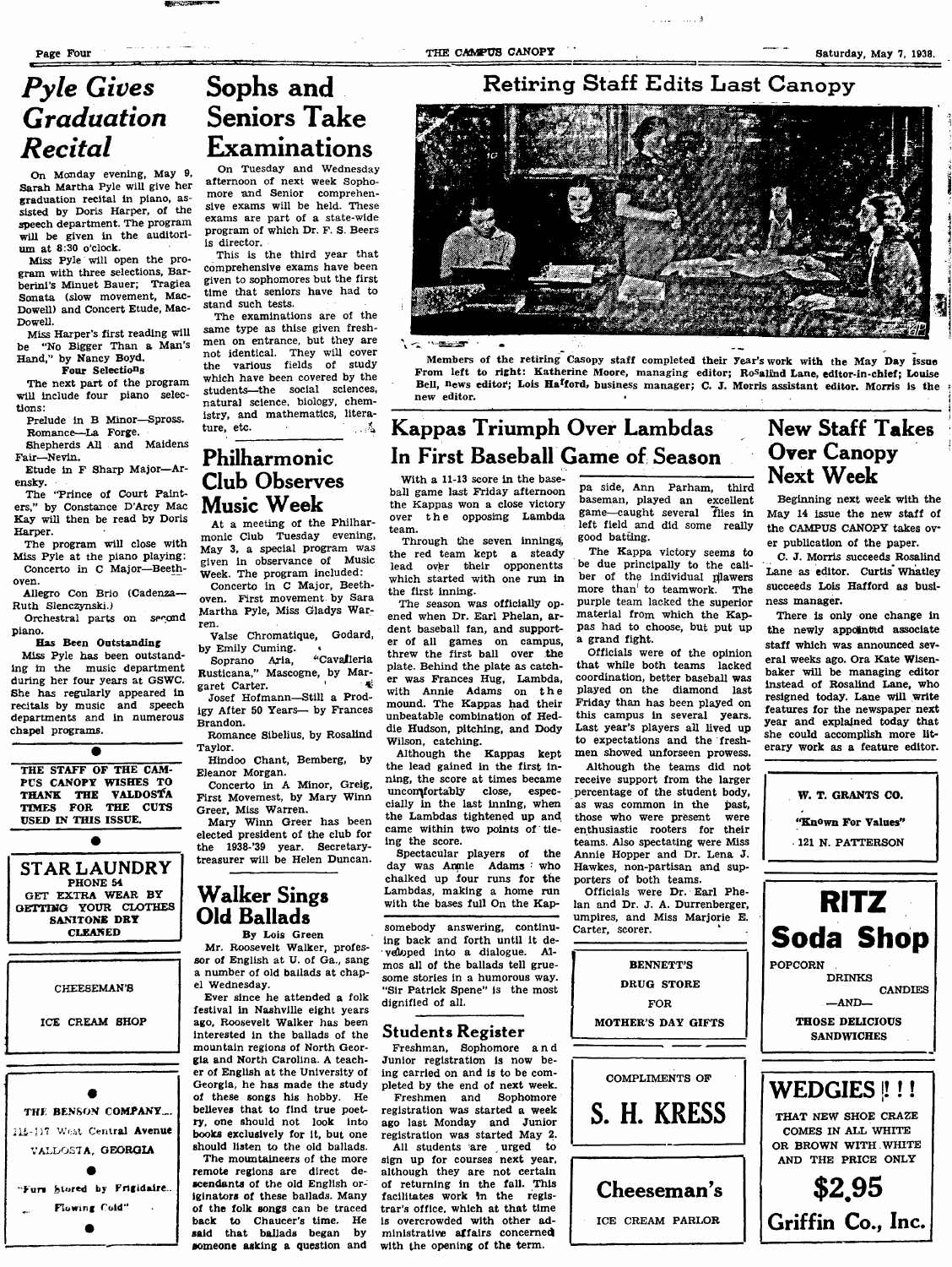# Pyle Gives Graduation Recital

On Monday evening, May 9, Sarah Martha Pyle will give her graduation recital in piano, assisted by Doris Harper, of the speech department. The program will be given in the auditorium at 8:30 o'clock.

Miss Pyle will open the program with three selections, Barberini's Minuet Bauer; Tragiea Sonata (slow movement, MacDowell) and Concert Etude, MacDowell.

Miss Harper's first reading will be "No Bigger Than a Man's Hand," by Nancy Boyd.

**Four Selections**

The next part of the program will include four piano selections:

Prelude in B Minor—Spross.
Romance—La Forge.
Shepherds All and Maidens Fair—Nevin.
Etude in F Sharp Major—Arensky.

The "Prince of Court Painters," by Constance D'Arcy Mac Kay will then be read by Doris Harper.

The program will close with Miss Pyle at the piano playing: Concerto in C Major—Beethoven.

Allegro Con Brio (Cadenza—Ruth Slenczynski.)

Orchestral parts on second piano.

**Has Been Outstanding**

Miss Pyle has been outstanding in the music department during her four years at GSWC. She has regularly appeared in recitals by music and speech departments and in numerous chapel programs.

THE STAFF OF THE CAMPUS CANOPY WISHES TO THANK THE VALDOSTA TIMES FOR THE CUTS USED IN THIS ISSUE.

**STAR LAUNDRY**
PHONE 54
GET EXTRA WEAR BY GETTING YOUR CLOTHES SANITONE DRY CLEANED

CHEESEMAN'S
ICE CREAM SHOP

THE BENSON COMPANY
115-117 West Central Avenue
VALDOSTA, GEORGIA
"Furs Stored by Frigidaire.. Flowing Cold"

# Sophs and Seniors Take Examinations

On Tuesday and Wednesday afternoon of next week Sophomore and Senior comprehensive exams will be held. These exams are part of a state-wide program of which Dr. F. S. Beers is director.

This is the third year that comprehensive exams have been given to sophomores but the first time that seniors have had to stand such tests.

The examinations are of the same type as thise given freshmen on entrance, but they are not identical. They will cover the various fields of study which have been covered by the students—the social sciences, natural science, biology, chemistry, and mathematics, literature, etc.

# Philharmonic Club Observes Music Week

At a meeting of the Philharmonic Club Tuesday evening, May 3, a special program was given in observance of Music Week. The program included:

Concerto in C Major, Beethoven. First movement by Sara Martha Pyle, Miss Gladys Warren.

Valse Chromatique, Godard, by Emily Cuming.

Soprano Aria, "Cavalleria Rusticana," Mascogne, by Margaret Carter.

Josef Hofmann—Still a Prodigy After 50 Years— by Frances Brandon.

Romance Sibelius, by Rosalind Taylor.

Hindoo Chant, Bemberg, by Eleanor Morgan.

Concerto in A Minor, Greig, First Movemest, by Mary Winn Greer, Miss Warren.

Mary Winn Greer has been elected president of the club for the 1938-'39 year. Secretary-treasurer will be Helen Duncan.

# Walker Sings Old Ballads

By Lois Green

Mr. Roosevelt Walker, professor of English at U. of Ga., sang a number of old ballads at chapel Wednesday.

Ever since he attended a folk festival in Nashville eight years ago, Roosevelt Walker has been interested in the ballads of the mountain regions of North Georgia and North Carolina. A teacher of English at the University of Georgia, he has made the study of these songs his hobby. He believes that to find true poetry, one should not look into books exclusively for it, but one should listen to the old ballads.

The mountaineers of the more remote regions are direct descendants of the old English originators of these ballads. Many of the folk songs can be traced back to Chaucer's time. He said that ballads began by someone asking a question and somebody answering, continuing back and forth until it developed into a dialogue. Almos all of the ballads tell gruesome stories in a humorous way. "Sir Patrick Spene" is the most dignified of all.

# Retiring Staff Edits Last Canopy

Members of the retiring Canopy staff completed their year's work with the May Day issue From left to right: Katherine Moore, managing editor; Rosalind Lane, editor-in-chief; Louise Bell, news editor; Lois Hafford, business manager; C. J. Morris assistant editor. Morris is the new editor.

# Kappas Triumph Over Lambdas In First Baseball Game of Season

With a 11-13 score in the baseball game last Friday afternoon the Kappas won a close victory over the opposing Lambda team.

Through the seven innings, the red team kept a steady lead over their opponentts which started with one run in the first inning.

The season was officially opened when Dr. Earl Phelan, ardent baseball fan, and supporter of all games on campus, threw the first ball over the plate. Behind the plate as catcher was Frances Hug, Lambda, with Annie Adams on the mound. The Kappas had their unbeatable combination of Heddie Hudson, pitching, and Dody Wilson, catching.

Although the Kappas kept the lead gained in the first inning, the score at times became uncomfortably close, especially in the last inning, when the Lambdas tightened up and came within two points of tieing the score.

Spectacular players of the day was Annie Adams who chalked up four runs for the Lambdas, making a home run with the bases full On the Kappa side, Ann Parham, third baseman, played an excellent game—caught several flies in left field and did some really good batting.

The Kappa victory seems to be due principally to the caliber of the individual plawers more than to teamwork. The purple team lacked the superior material from which the Kappas had to choose, but put up a grand fight.

Officials were of the opinion that while both teams lacked coordination, better baseball was played on the diamond last Friday than has been played on this campus in several years. Last year's players all lived up to expectations and the freshmen showed unforseen prowess.

Although the teams did not receive support from the larger percentage of the student body, as was common in the past, those who were present were enthusiastic rooters for their teams. Also spectating were Miss Annie Hopper and Dr. Lena J. Hawkes, non-partisan and supporters of both teams.

Officials were Dr. Earl Phelan and Dr. J. A. Durrenberger, umpires, and Miss Marjorie E. Carter, scorer.

# Students Register

Freshman, Sophomore and Junior registration is now being carried on and is to be completed by the end of next week.

Freshmen and Sophomore registration was started a week ago last Monday and Junior registration was started May 2.

All students are urged to sign up for courses next year, although they are not certain of returning in the fall. This facilitates work in the registrar's office, which at that time is overcrowded with other administrative affairs concerned with the opening of the term.

BENNETT'S
DRUG STORE
FOR
MOTHER'S DAY GIFTS

COMPLIMENTS OF
**S. H. KRESS**

**Cheeseman's**
ICE CREAM PARLOR

# New Staff Takes Over Canopy Next Week

Beginning next week with the May 14 issue the new staff of the CAMPUS CANOPY takes over publication of the paper.

C. J. Morris succeeds Rosalind Lane as editor. Curtis Whatley succeeds Lois Hafford as business manager.

There is only one change in the newly appointed associate staff which was announced several weeks ago. Ora Kate Wisenbaker will be managing editor instead of Rosalind Lane, who resigned today. Lane will write features for the newspaper next year and explained today that she could accomplish more literary work as a feature editor.

W. T. GRANTS CO.
"Known For Values"
121 N. PATTERSON

**RITZ Soda Shop**
POPCORN
DRINKS
CANDIES
—AND—
THOSE DELICIOUS SANDWICHES

**WEDGIES!!!**
THAT NEW SHOE CRAZE COMES IN ALL WHITE OR BROWN WITH WHITE AND THE PRICE ONLY
**$2.95**
**Griffin Co., Inc.**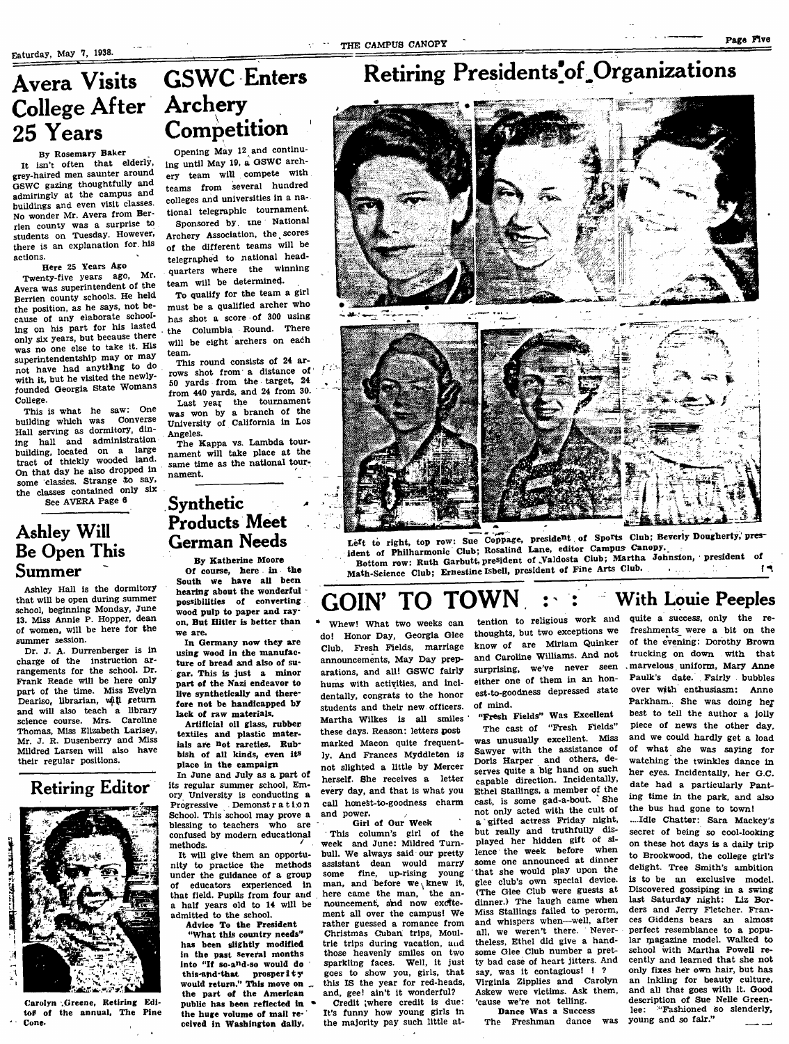# Avera Visits College After 25 Years

By Rosemary Baker

It isn't often that elderly, grey-haired men saunter around GSWC gazing thoughtfully and admiringly at the campus and buildings and even visit classes. No wonder Mr. Avera from Berrien county was a surprise to students on Tuesday. However, there is an explanation for his actions.

### Here 25 Years Ago

Twenty-five years ago, Mr. Avera was superintendent of the Berrien county schools. He held the position, as he says, not because of any elaborate schooling on his part for his lasted only six years, but because there was no one else to take it. His superintendentship may or may not have had anything to do with it, but he visited the newly-founded Georgia State Womans College.

This is what he saw: One building which was Converse Hall serving as dormitory, dining hall and administration building, located on a large tract of thickly wooded land. On that day he also dropped in some classes. Strange to say, the classes contained only six

See AVERA Page 6

# Ashley Will Be Open This Summer

Ashley Hall is the dormitory that will be open during summer school, beginning Monday, June 13. Miss Annie P. Hopper, dean of women, will be here for the summer session.

Dr. J. A. Durrenberger is in charge of the instruction arrangements for the school. Dr. Frank Reade will be here only part of the time. Miss Evelyn Deariso, librarian, will return and will also teach a library science course. Mrs. Caroline Thomas, Miss Elizabeth Larisey, Mr. J. R. Dusenberry and Miss Mildred Larsen will also have their regular positions.

## Retiring Editor

Carolyn Greene, Retiring Editor of the annual, The Pine Cone.

# GSWC Enters Archery Competition

Opening May 12 and continuing until May 19, a GSWC archery team will compete with teams from several hundred colleges and universities in a national telegraphic tournament.

Sponsored by the National Archery Association, the scores of the different teams will be telegraphed to national headquarters where the winning team will be determined.

To qualify for the team a girl must be a qualified archer who has shot a score of 300 using the Columbia Round. There will be eight archers on each team.

This round consists of 24 arrows shot from a distance of 50 yards from the target, 24 from 440 yards, and 24 from 30.

Last year the tournament was won by a branch of the University of California in Los Angeles.

The Kappa vs. Lambda tournament will take place at the same time as the national tournament.

# Synthetic Products Meet German Needs

By Katherine Moore

**Of course, here in the South we have all been hearing about the wonderful possibilities of converting wood pulp to paper and rayon. But Hitler is better than we are.**

**In Germany now they are using wood in the manufacture of bread and also of sugar. This is just a minor part of the Nazi endeavor to live synthetically and therefore not be handicapped by lack of raw materials.**

**Artificial oil glass, rubber textiles and plastic materials are not rareties. Rubbish of all kinds, even its place in the campaign**

In June and July as a part of its regular summer school, Emory University is conducting a Progressive Demonstration School. This school may prove a blessing to teachers who are confused by modern educational methods.

It will give them an opportunity to practice the methods under the guidance of a group of educators experienced in that field. Pupils from four and a half years old to 14 will be admitted to the school.

**Advice To the President**

**"What this country needs" has been slightly modified in the past several months into "If so-and-so would do this-and-that prosperity would return." This move on the part of the American public has been reflected in the huge volume of mail received in Washington daily.**

# Retiring Presidents of Organizations

Left to right, top row: Sue Coppage, president of Sports Club; Beverly Dougherty, president of Philharmonic Club; Rosalind Lane, editor Campus Canopy.

Bottom row: Ruth Garbutt, president of Valdosta Club; Martha Johnson, president of Math-Science Club; Ernestine Isbell, president of Fine Arts Club.

# GOIN' TO TOWN : : With Louie Peeples

Whew! What two weeks can do! Honor Day, Georgia Glee Club, Fresh Fields, marriage announcements, May Day preparations, and all! GSWC fairly hums with activities, and incidentally, congrats to the honor students and their new officers. Martha Wilkes is all smiles these days. Reason: letters post marked Macon quite frequently. And Frances Myddleton is not slighted a little by Mercer herself. She receives a letter every day, and that is what you call honest-to-goodness charm and power.

### Girl of Our Week

This column's girl of the week and June: Mildred Turnbull. We always said our pretty assistant dean would marry some fine, up-rising young man, and before we knew it, here came the man, the announcement, and now excitement all over the campus! We rather guessed a romance from Christmas Cuban trips, Moultrie trips during vacation, and those heavenly smiles on two sparkling faces. Well, it just goes to show you, girls, that this IS the year for red-heads, and, gee! ain't it wonderful?

Credit where credit is due: It's funny how young girls in the majority pay such little attention to religious work and thoughts, but two exceptions we know of are Miriam Quinker and Caroline Williams. And not surprising, we've never seen either one of them in an honest-to-goodness depressed state of mind.

### "Fresh Fields" Was Excellent

The cast of "Fresh Fields" was unusually excellent. Miss Sawyer with the assistance of Doris Harper and others, deserves quite a big hand on such capable direction. Incidentally, Ethel Stallings, a member of the cast, is some gad-a-bout. She not only acted with the cult of a gifted actress Friday night, but really and truthfully displayed her hidden gift of silence the week before when some one announced at dinner that she would play upon the glee club's own special device. (The Glee Club were guests at dinner.) The laugh came when Miss Stallings failed to perorm, and whispers when—well, after all, we weren't there. Nevertheless, Ethel did give a handsome Glee Club number a pretty bad case of heart jitters. And say, was it contagious! ! ? Virginia Zipplies and Carolyn Askew were victims. Ask them, 'cause we're not telling.

### Dance Was a Success

The Freshman dance was quite a success, only the refreshments were a bit on the of the evening: Dorothy Brown trucking on down with that marvelous uniform, Mary Anne Paulk's date. Fairly bubbles over with enthusiasm: Anne Parkham. She was doing her best to tell the author a jolly piece of news the other day, and we could hardly get a load of what she was saying for watching the twinkles dance in her eyes. Incidentally, her G.C. date had a particularly Panting time in the park, and also the bus had gone to town!

...Idle Chatter: Sara Mackey's secret of being so cool-looking on these hot days is a daily trip to Brookwood, the college girl's delight. Tree Smith's ambition is to be an exclusive model. Discovered gossiping in a swing last Saturday night: Liz Borders and Jerry Fletcher. Frances Giddens bears an almost perfect resemblance to a popular magazine model. Walked to school with Martha Powell recently and learned that she not only fixes her own hair, but has an inkling for beauty culture, and all that goes with it. Good description of Sue Nelle Greenlee: "Fashioned so slenderly, young and so fair."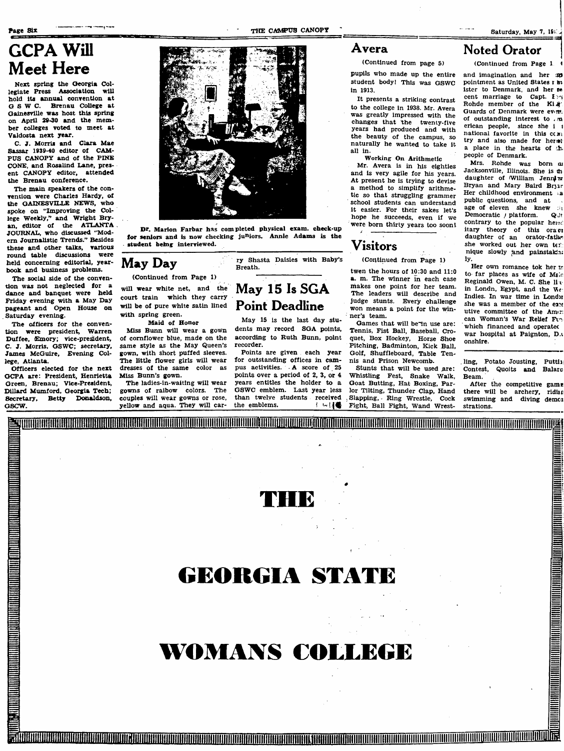# GCPA Will Meet Here

Next spring the Georgia Collegiate Press Association will hold its annual convention at G S W C. Brenau College at Gainesville was host this spring on April 29-30 and the member colleges voted to meet at Valdosta next year.

C. J. Morris and Clara Mae Sassar 1939-40 editor of CAMPUS CANOPY and of the PINE CONE, and Rosalind Lane, present CANOPY editor, attended the Brenau conference.

The main speakers of the convention were Charles Hardy, of the GAINESVILLE NEWS, who spoke on "Improving the College Weekly," and Wright Bryan, editor of the ATLANTA JOURNAL, who discussed "Modern Journalistic Trends." Besides these and other talks, various round table discussions were held concerning editorial, yearbook and business problems.

The social side of the convention was not neglected for a dance and banquet were held Friday evening with a May Day pageant and Open House on Saturday evening.

The officers for the convention were president, Warren Duffee, Emory; vice-president, C. J. Morris, GSWC; secretary, James McGuire, Evening College, Atlanta.

Officers elected for the next GCPA are: President, Henrietta Green, Brenau; Vice-President, Dillard Mumford, Georgia Tech; Secretary, Betty Donaldson, GSCW.

Dr. Marion Farbar has completed physical exam. check-up for seniors and is now checking juniors. Annie Adams is the student being interviewed.

# May Day

(Continued from Page 1)

will wear white net, and the court train which they carry will be of pure white satin lined with spring green.

**Maid of Honor**

Miss Bunn will wear a gown of cornflower blue, made on the same style as the May Queen's gown, with short puffed sleeves. The little flower girls will wear dresses of the same color as Miss Bunn's gown.

The ladies-in-waiting will wear gowns of raibow colors. The couples will wear gowns or rose, yellow and aqua. They will carry Shasta Daisies with Baby's Breath.

# May 15 Is SGA Point Deadline

May 15 is the last day students may record SGA points, according to Ruth Bunn, point recorder.

Points are given each year for outstanding offices in campus activities. A score of 25 points over a period of 2, 3, or 4 years entitles the holder to a GSWC emblem. Last year less than twelve students received the emblems.

# Avera

(Continued from page 5)

pupils who made up the entire student body! This was GSWC in 1913.

It presents a striking contrast to the college in 1938. Mr. Avera was greatly impressed with the changes that the twenty-five years had produced and with the beauty of the campus, so naturally he wanted to take it all in.

**Working On Arithmetic**

Mr. Avera is in his eighties and is very agile for his years. At present he is trying to devise a method to simplify arithmetic so that struggling grammer school students can understand it easier. For their sakes let's hope he succeeds, even if we were born thirty years too soon!

# Visitors

(Continued from Page 1)

twen the hours of 10:30 and 11:0 a. m. The winner in each case makes one point for her team. The leaders will describe and judge stunts. Every challenge won means a point for the winner's team.

Games that will be in use are: Tennis, Fist Ball, Baseball, Croquet, Box Hockey, Horse Shoe Pitching, Badminton, Kick Ball, Golf, Shuffleboard, Table Tennis and Prison Newcomb.

Stunts that will be used are: Whistling Fest, Snake Walk, Goat Butting, Hat Boxing, Parlor Tilting, Thunder Clap, Hand Slapping, Ring Wrestle, Cock Fight, Ball Fight, Wand Wrestling, Potato Jousting, Putting Contest, Quoits and Balance Beam.

After the competitive games there will be archery, riding swimming and diving demonstrations.

# Noted Orator

(Continued from Page 1)

and imagination and her appointment as United States minister to Denmark, and her recent marriage to Capt. Borge Rohde member of the King's Guards of Denmark were events of outstanding interest to American people, since she is a national favorite in this country and also made for herself a place in the hearts of the people of Denmark.

Mrs. Rohde was born in Jacksonville, Illinois. She is the daughter of William Jennings Bryan and Mary Baird Bryan. Her childhood environment was public questions, and at the age of eleven she knew the Democratic platform. Quite contrary to the popular hereditary theory of this orator daughter of an orator-father she worked out her own technique slowly and painstakingly.

Her own romance tok her to far places as wife of Major Reginald Owen, M. C. She lived in Londn, Egypt, and the West Indies. In war time in London she was a member of the executive committee of the American Woman's War Relief Fund which financed and operated war hospital at Paignton, Devonshire.

THE

GEORGIA STATE

WOMANS COLLEGE